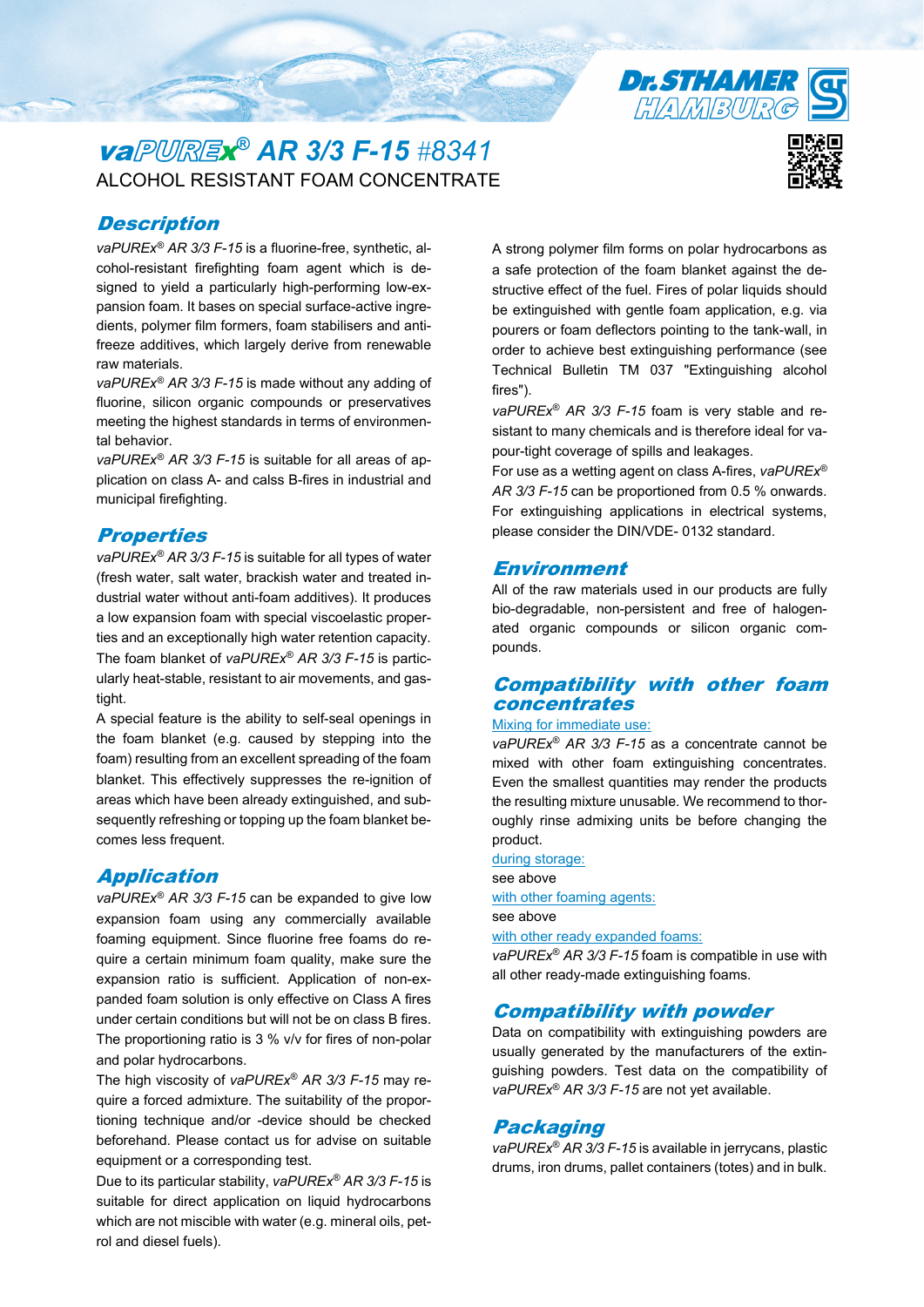# *vaPUREx®* AR 3/3 F-15 #8341

ALCOHOL RESISTANT FOAM CONCENTRATE

## Description

*vaPUREx® AR 3/3 F-15* is a fluorine-free, synthetic, alcohol-resistant firefighting foam agent which is designed to yield a particularly high-performing low-expansion foam. It bases on special surface-active ingredients, polymer film formers, foam stabilisers and antifreeze additives, which largely derive from renewable raw materials.

*vaPUREx® AR 3/3 F-15* is made without any adding of fluorine, silicon organic compounds or preservatives meeting the highest standards in terms of environmental behavior.

*vaPUREx® AR 3/3 F-15* is suitable for all areas of application on class A- and calss B-fires in industrial and municipal firefighting.

## Properties

*vaPUREx® AR 3/3 F-15* is suitable for all types of water (fresh water, salt water, brackish water and treated industrial water without anti-foam additives). It produces a low expansion foam with special viscoelastic properties and an exceptionally high water retention capacity. The foam blanket of *vaPUREx® AR 3/3 F-15* is particularly heat-stable, resistant to air movements, and gastight.

A special feature is the ability to self-seal openings in the foam blanket (e.g. caused by stepping into the foam) resulting from an excellent spreading of the foam blanket. This effectively suppresses the re-ignition of areas which have been already extinguished, and subsequently refreshing or topping up the foam blanket becomes less frequent.

## Application

*vaPUREx® AR 3/3 F-15* can be expanded to give low expansion foam using any commercially available foaming equipment. Since fluorine free foams do require a certain minimum foam quality, make sure the expansion ratio is sufficient. Application of non-expanded foam solution is only effective on Class A fires under certain conditions but will not be on class B fires. The proportioning ratio is 3 % v/v for fires of non-polar and polar hydrocarbons.

The high viscosity of *vaPUREx® AR 3/3 F-15* may require a forced admixture. The suitability of the proportioning technique and/or -device should be checked beforehand. Please contact us for advise on suitable equipment or a corresponding test.

Due to its particular stability, *vaPUREx® AR 3/3 F-15* is suitable for direct application on liquid hydrocarbons which are not miscible with water (e.g. mineral oils, petrol and diesel fuels).

A strong polymer film forms on polar hydrocarbons as a safe protection of the foam blanket against the destructive effect of the fuel. Fires of polar liquids should be extinguished with gentle foam application, e.g. via pourers or foam deflectors pointing to the tank-wall, in order to achieve best extinguishing performance (see Technical Bulletin TM 037 "Extinguishing alcohol fires").

*vaPUREx® AR 3/3 F-15* foam is very stable and resistant to many chemicals and is therefore ideal for vapour-tight coverage of spills and leakages.

For use as a wetting agent on class A-fires, *vaPUREx® AR 3/3 F-15* can be proportioned from 0.5 % onwards.

For extinguishing applications in electrical systems, please consider the DIN/VDE- 0132 standard.

## Environment

All of the raw materials used in our products are fully bio-degradable, non-persistent and free of halogenated organic compounds or silicon organic compounds.

## Compatibility with other foam concentrates

Mixing for immediate use:

*vaPUREx® AR 3/3 F-15* as a concentrate cannot be mixed with other foam extinguishing concentrates. Even the smallest quantities may render the products the resulting mixture unusable. We recommend to thoroughly rinse admixing units be before changing the product.

during storage:

see above

with other foaming agents:

see above

with other ready expanded foams:

*vaPUREx® AR 3/3 F-15* foam is compatible in use with all other ready-made extinguishing foams.

## Compatibility with powder

Data on compatibility with extinguishing powders are usually generated by the manufacturers of the extinguishing powders. Test data on the compatibility of *vaPUREx® AR 3/3 F-15* are not yet available.

## Packaging

*vaPUREx® AR 3/3 F-15* is available in jerrycans, plastic drums, iron drums, pallet containers (totes) and in bulk.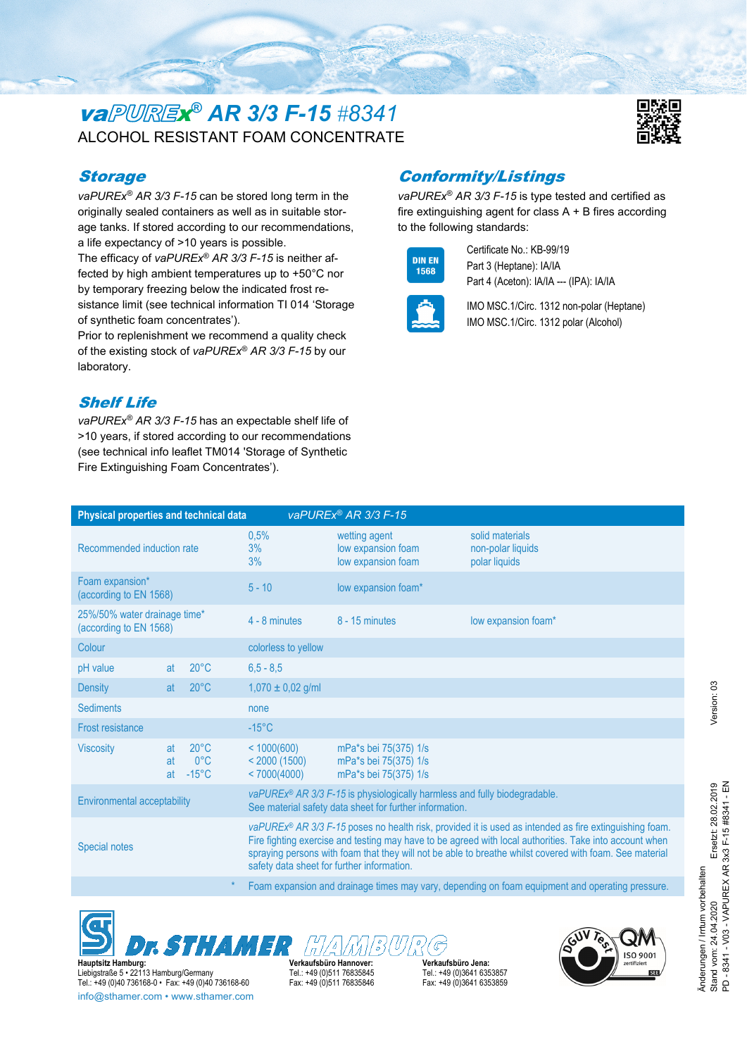# vaPUREx® AR 3/3 F-15 #8341

ALCOHOL RESISTANT FOAM CONCENTRATE

## Storage

*vaPUREx® AR 3/3 F-15* can be stored long term in the originally sealed containers as well as in suitable storage tanks. If stored according to our recommendations, a life expectancy of >10 years is possible.

The efficacy of *vaPUREx® AR 3/3 F-15* is neither affected by high ambient temperatures up to +50°C nor by temporary freezing below the indicated frost resistance limit (see technical information TI 014 'Storage of synthetic foam concentrates').

Prior to replenishment we recommend a quality check of the existing stock of *vaPUREx® AR 3/3 F-15* by our laboratory.

## Shelf Life

*vaPUREx® AR 3/3 F-15* has an expectable shelf life of >10 years, if stored according to our recommendations (see technical info leaflet TM014 'Storage of Synthetic Fire Extinguishing Foam Concentrates').

## Conformity/Listings

*vaPUREx® AR 3/3 F-15* is type tested and certified as fire extinguishing agent for class A + B fires according to the following standards:

DIN EN 1568

Certificate No.: KB-99/19
Part 3 (Heptane): IA/IA
Part 4 (Aceton): IA/IA --- (IPA): IA/IA

IMO MSC.1/Circ. 1312 non-polar (Heptane)
IMO MSC.1/Circ. 1312 polar (Alcohol)

| Physical properties and technical data | | | *vaPUREx® AR 3/3 F-15* | | |
|---|---|---|---|---|---|
| Recommended induction rate | | | 0,5%<br>3%<br>3% | wetting agent<br>low expansion foam<br>low expansion foam | solid materials<br>non-polar liquids<br>polar liquids |
| Foam expansion* (according to EN 1568) | | | 5 - 10 | low expansion foam* | |
| 25%/50% water drainage time* (according to EN 1568) | | | 4 - 8 minutes | 8 - 15 minutes | low expansion foam* |
| Colour | | | colorless to yellow | | |
| pH value | at | 20°C | 6,5 - 8,5 | | |
| Density | at | 20°C | 1,070 ± 0,02 g/ml | | |
| Sediments | | | none | | |
| Frost resistance | | | -15°C | | |
| Viscosity | at<br>at<br>at | 20°C<br>0°C<br>-15°C | < 1000(600)<br>< 2000 (1500)<br>< 7000(4000) | mPa*s bei 75(375) 1/s<br>mPa*s bei 75(375) 1/s<br>mPa*s bei 75(375) 1/s | |
| Environmental acceptability | | | *vaPUREx® AR 3/3 F-15* is physiologically harmless and fully biodegradable. See material safety data sheet for further information. | | |
| Special notes | | | *vaPUREx® AR 3/3 F-15* poses no health risk, provided it is used as intended as fire extinguishing foam. Fire fighting exercise and testing may have to be agreed with local authorities. Take into account when spraying persons with foam that they will not be able to breathe whilst covered with foam. See material safety data sheet for further information. | | |
| | | * | Foam expansion and drainage times may vary, depending on foam equipment and operating pressure. | | |

**Dr. STHAMER HAMBURG**

**Hauptsitz Hamburg:**
Liebigstraße 5 • 22113 Hamburg/Germany
Tel.: +49 (0)40 736168-0 • Fax: +49 (0)40 736168-60
info@sthamer.com • www.sthamer.com

**Verkaufsbüro Hannover:**
Tel.: +49 (0)511 76835845
Fax: +49 (0)511 76835846

**Verkaufsbüro Jena:**
Tel.: +49 (0)3641 6353857
Fax: +49 (0)3641 6353859

Änderungen / Irrtum vorbehalten
Stand vom: 24.04.2020
PD - 8341 - V03 - VAPUREX AR 3x3 F-15 #8341 - EN
Ersetzt: 28.02.2019
Version: 03